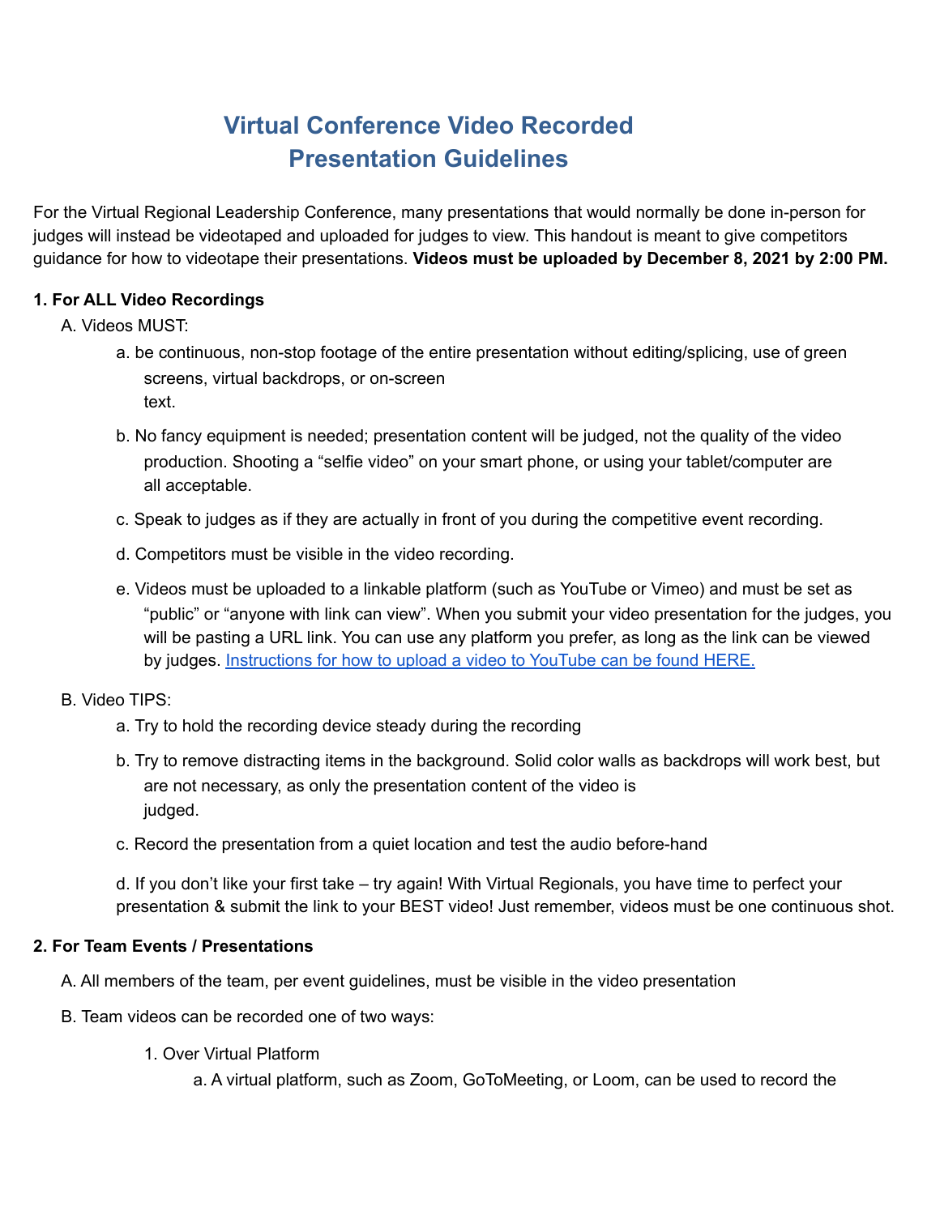# Virtual Conference Video Recorded Presentation Guidelines

For the Virtual Regional Leadership Conference, many presentations that would normally be done in-person for judges will instead be videotaped and uploaded for judges to view. This handout is meant to give competitors guidance for how to videotape their presentations. **Videos must be uploaded by December 8, 2021 by 2:00 PM.**

**1. For ALL Video Recordings**

A. Videos MUST:

a. be continuous, non-stop footage of the entire presentation without editing/splicing, use of green screens, virtual backdrops, or on-screen text.

b. No fancy equipment is needed; presentation content will be judged, not the quality of the video production. Shooting a "selfie video" on your smart phone, or using your tablet/computer are all acceptable.

c. Speak to judges as if they are actually in front of you during the competitive event recording.

d. Competitors must be visible in the video recording.

e. Videos must be uploaded to a linkable platform (such as YouTube or Vimeo) and must be set as "public" or "anyone with link can view". When you submit your video presentation for the judges, you will be pasting a URL link. You can use any platform you prefer, as long as the link can be viewed by judges. Instructions for how to upload a video to YouTube can be found HERE.

B. Video TIPS:

a. Try to hold the recording device steady during the recording

b. Try to remove distracting items in the background. Solid color walls as backdrops will work best, but are not necessary, as only the presentation content of the video is judged.

c. Record the presentation from a quiet location and test the audio before-hand

d. If you don't like your first take – try again! With Virtual Regionals, you have time to perfect your presentation & submit the link to your BEST video! Just remember, videos must be one continuous shot.

**2. For Team Events / Presentations**

A. All members of the team, per event guidelines, must be visible in the video presentation

B. Team videos can be recorded one of two ways:

1. Over Virtual Platform

a. A virtual platform, such as Zoom, GoToMeeting, or Loom, can be used to record the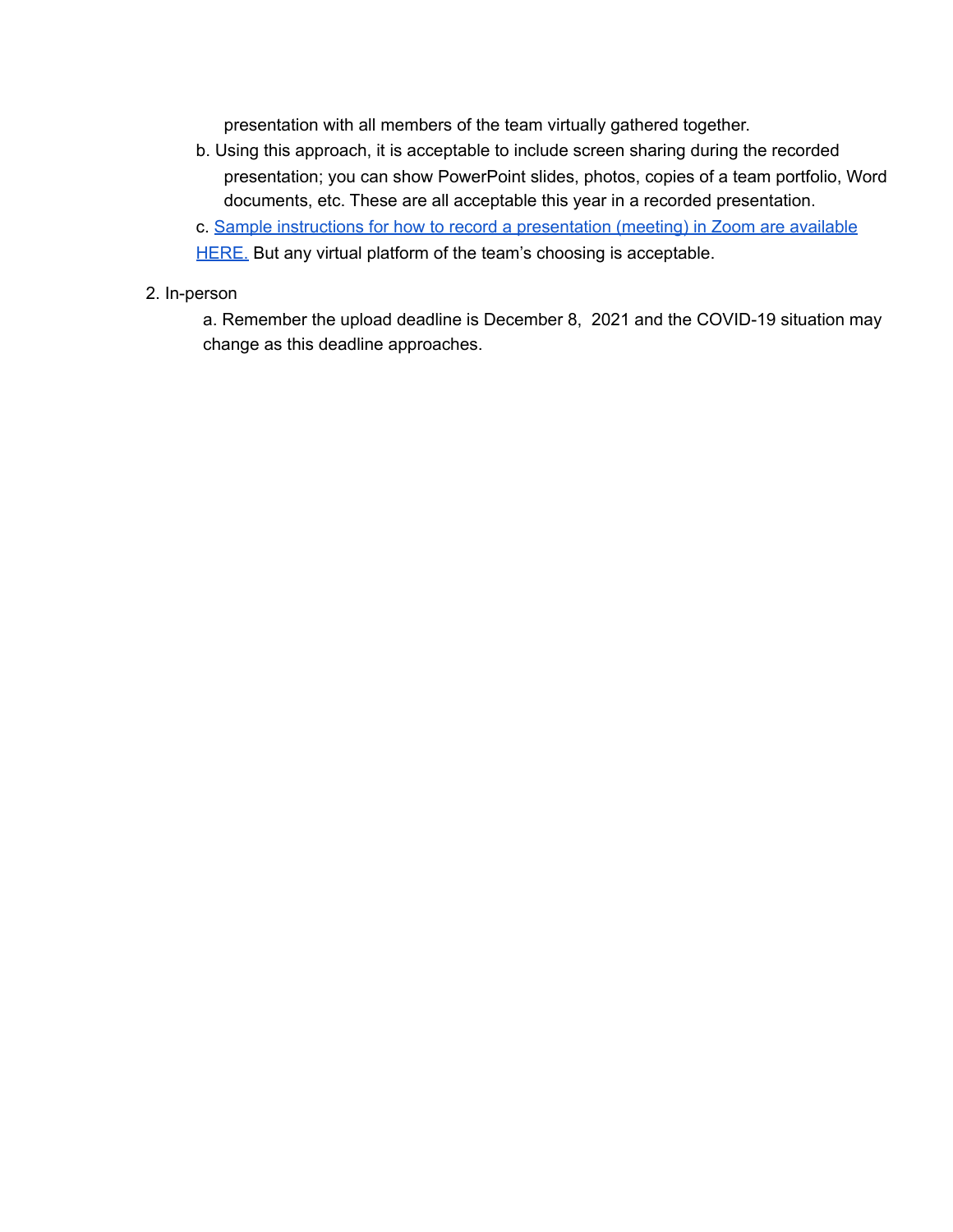presentation with all members of the team virtually gathered together.

b. Using this approach, it is acceptable to include screen sharing during the recorded presentation; you can show PowerPoint slides, photos, copies of a team portfolio, Word documents, etc. These are all acceptable this year in a recorded presentation.

c. Sample instructions for how to record a presentation (meeting) in Zoom are available HERE. But any virtual platform of the team's choosing is acceptable.

2. In-person

   a. Remember the upload deadline is December 8, 2021 and the COVID-19 situation may change as this deadline approaches.